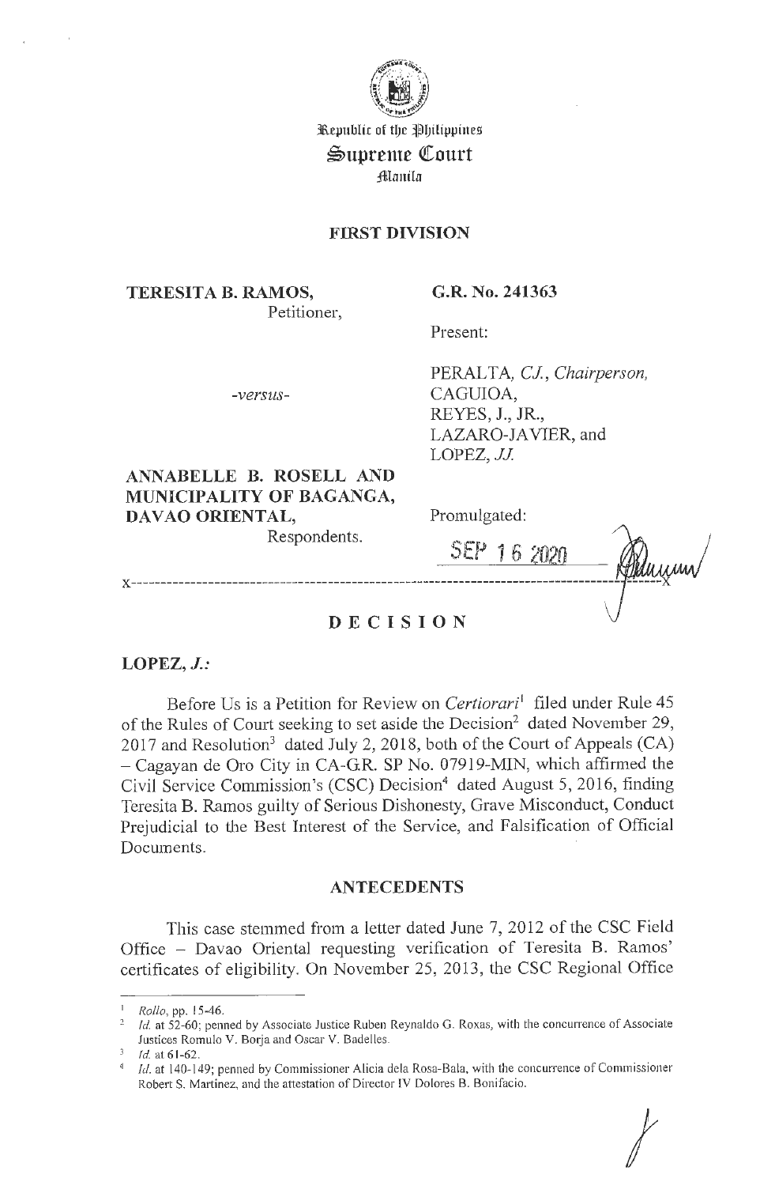Republic of the Philippines
**Supreme Court**
Manila

**FIRST DIVISION**

**TERESITA B. RAMOS,**
Petitioner,

-versus-

**ANNABELLE B. ROSELL AND MUNICIPALITY OF BAGANGA, DAVAO ORIENTAL,**
Respondents.

**G.R. No. 241363**

Present:

PERALTA, *C.J., Chairperson,*
CAGUIOA,
REYES, J., JR.,
LAZARO-JAVIER, and
LOPEZ, *JJ.*

Promulgated:

SEP 16 2020

x-------------------------------------------------------------------------------------------x

# DECISION

**LOPEZ, *J.*:**

Before Us is a Petition for Review on *Certiorari*[1] filed under Rule 45 of the Rules of Court seeking to set aside the Decision[2] dated November 29, 2017 and Resolution[3] dated July 2, 2018, both of the Court of Appeals (CA) – Cagayan de Oro City in CA-G.R. SP No. 07919-MIN, which affirmed the Civil Service Commission's (CSC) Decision[4] dated August 5, 2016, finding Teresita B. Ramos guilty of Serious Dishonesty, Grave Misconduct, Conduct Prejudicial to the Best Interest of the Service, and Falsification of Official Documents.

## ANTECEDENTS

This case stemmed from a letter dated June 7, 2012 of the CSC Field Office – Davao Oriental requesting verification of Teresita B. Ramos' certificates of eligibility. On November 25, 2013, the CSC Regional Office

---

[1] *Rollo*, pp. 15-46.
[2] *Id.* at 52-60; penned by Associate Justice Ruben Reynaldo G. Roxas, with the concurrence of Associate Justices Romulo V. Borja and Oscar V. Badelles.
[3] *Id.* at 61-62.
[4] *Id.* at 140-149; penned by Commissioner Alicia dela Rosa-Bala, with the concurrence of Commissioner Robert S. Martinez, and the attestation of Director IV Dolores B. Bonifacio.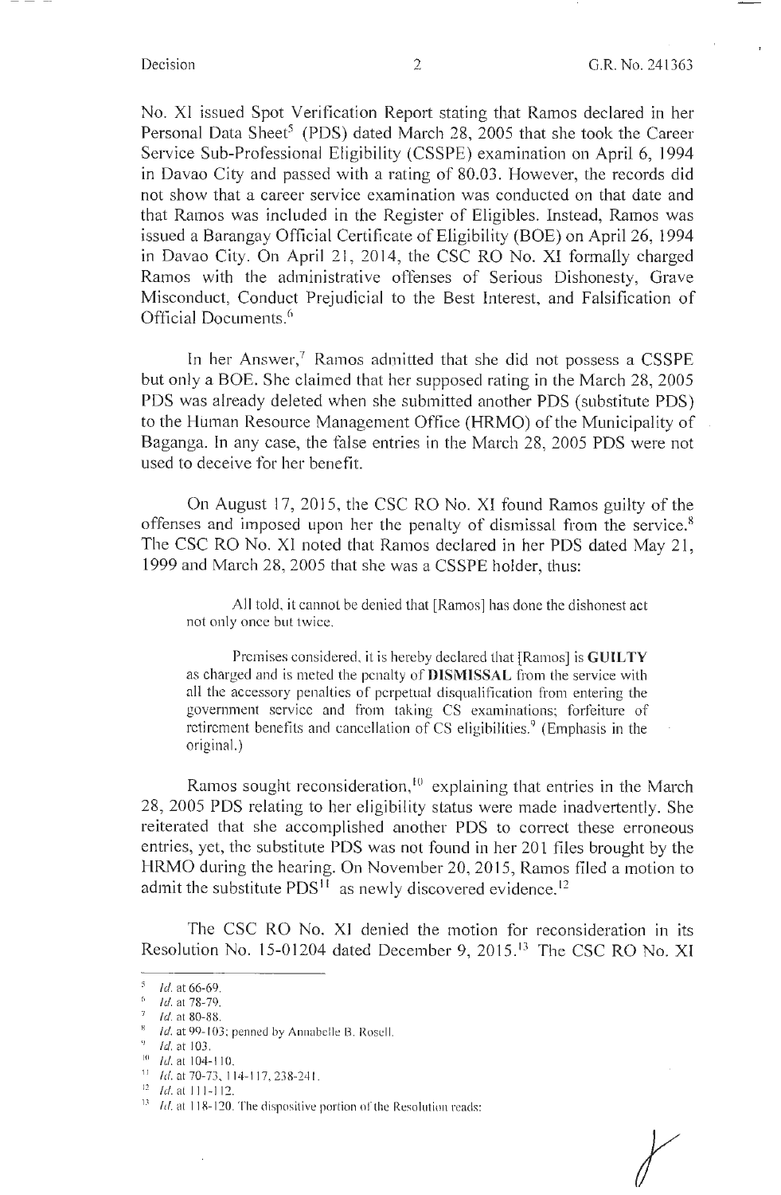No. XI issued Spot Verification Report stating that Ramos declared in her Personal Data Sheet[5] (PDS) dated March 28, 2005 that she took the Career Service Sub-Professional Eligibility (CSSPE) examination on April 6, 1994 in Davao City and passed with a rating of 80.03. However, the records did not show that a career service examination was conducted on that date and that Ramos was included in the Register of Eligibles. Instead, Ramos was issued a Barangay Official Certificate of Eligibility (BOE) on April 26, 1994 in Davao City. On April 21, 2014, the CSC RO No. XI formally charged Ramos with the administrative offenses of Serious Dishonesty, Grave Misconduct, Conduct Prejudicial to the Best Interest, and Falsification of Official Documents.[6]

In her Answer,[7] Ramos admitted that she did not possess a CSSPE but only a BOE. She claimed that her supposed rating in the March 28, 2005 PDS was already deleted when she submitted another PDS (substitute PDS) to the Human Resource Management Office (HRMO) of the Municipality of Baganga. In any case, the false entries in the March 28, 2005 PDS were not used to deceive for her benefit.

On August 17, 2015, the CSC RO No. XI found Ramos guilty of the offenses and imposed upon her the penalty of dismissal from the service.[8] The CSC RO No. XI noted that Ramos declared in her PDS dated May 21, 1999 and March 28, 2005 that she was a CSSPE holder, thus:

> All told, it cannot be denied that [Ramos] has done the dishonest act not only once but twice.
>
> Premises considered, it is hereby declared that [Ramos] is **GUILTY** as charged and is meted the penalty of **DISMISSAL** from the service with all the accessory penalties of perpetual disqualification from entering the government service and from taking CS examinations; forfeiture of retirement benefits and cancellation of CS eligibilities.[9] (Emphasis in the original.)

Ramos sought reconsideration,[10] explaining that entries in the March 28, 2005 PDS relating to her eligibility status were made inadvertently. She reiterated that she accomplished another PDS to correct these erroneous entries, yet, the substitute PDS was not found in her 201 files brought by the HRMO during the hearing. On November 20, 2015, Ramos filed a motion to admit the substitute PDS[11] as newly discovered evidence.[12]

The CSC RO No. XI denied the motion for reconsideration in its Resolution No. 15-01204 dated December 9, 2015.[13] The CSC RO No. XI

---

[5] *Id.* at 66-69.

[6] *Id.* at 78-79.

[7] *Id.* at 80-88.

[8] *Id.* at 99-103; penned by Annabelle B. Rosell.

[9] *Id.* at 103.

[10] *Id.* at 104-110.

[11] *Id.* at 70-73, 114-117, 238-241.

[12] *Id.* at 111-112.

[13] *Id.* at 118-120. The dispositive portion of the Resolution reads: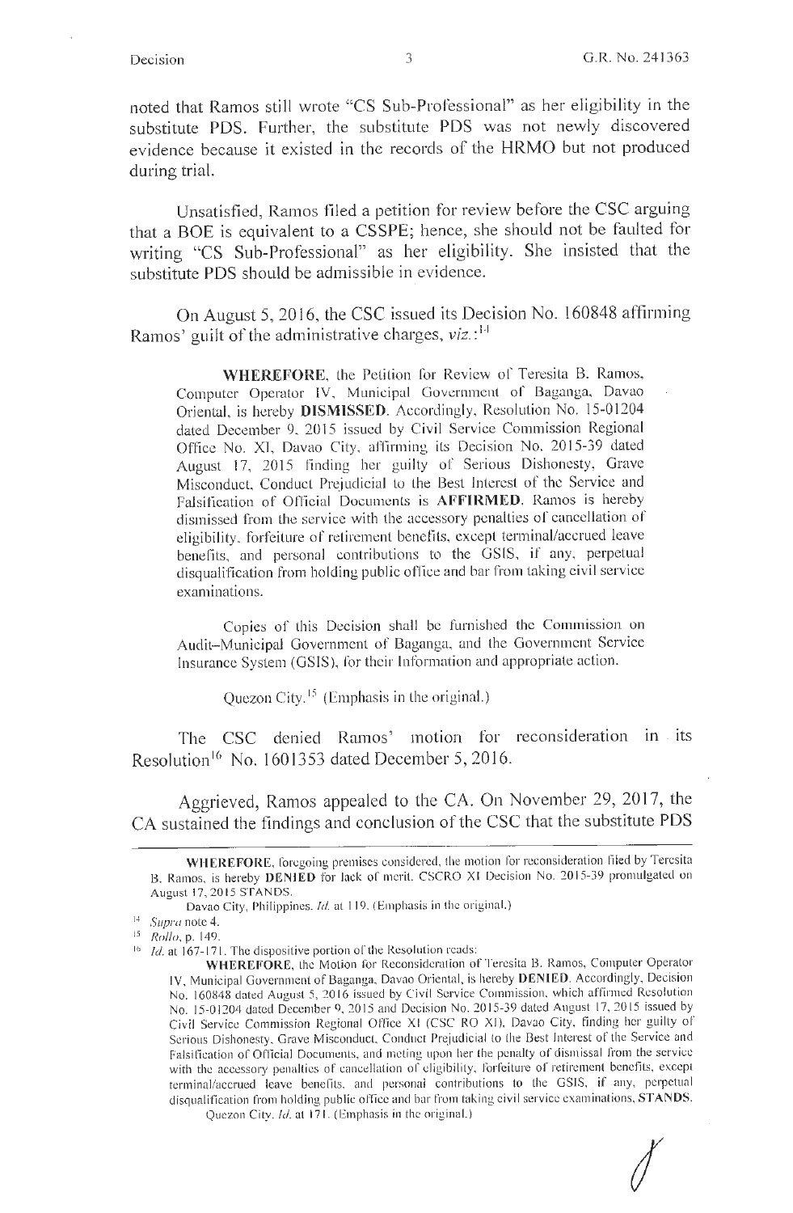noted that Ramos still wrote "CS Sub-Professional" as her eligibility in the substitute PDS. Further, the substitute PDS was not newly discovered evidence because it existed in the records of the HRMO but not produced during trial.

Unsatisfied, Ramos filed a petition for review before the CSC arguing that a BOE is equivalent to a CSSPE; hence, she should not be faulted for writing "CS Sub-Professional" as her eligibility. She insisted that the substitute PDS should be admissible in evidence.

On August 5, 2016, the CSC issued its Decision No. 160848 affirming Ramos' guilt of the administrative charges, *viz.*:[14]

> **WHEREFORE**, the Petition for Review of Teresita B. Ramos, Computer Operator IV, Municipal Government of Baganga, Davao Oriental, is hereby **DISMISSED**. Accordingly, Resolution No. 15-01204 dated December 9, 2015 issued by Civil Service Commission Regional Office No. XI, Davao City, affirming its Decision No. 2015-39 dated August 17, 2015 finding her guilty of Serious Dishonesty, Grave Misconduct, Conduct Prejudicial to the Best Interest of the Service and Falsification of Official Documents is **AFFIRMED**. Ramos is hereby dismissed from the service with the accessory penalties of cancellation of eligibility, forfeiture of retirement benefits, except terminal/accrued leave benefits, and personal contributions to the GSIS, if any, perpetual disqualification from holding public office and bar from taking civil service examinations.
>
> Copies of this Decision shall be furnished the Commission on Audit–Municipal Government of Baganga, and the Government Service Insurance System (GSIS), for their information and appropriate action.
>
> Quezon City.[15] (Emphasis in the original.)

The CSC denied Ramos' motion for reconsideration in its Resolution[16] No. 1601353 dated December 5, 2016.

Aggrieved, Ramos appealed to the CA. On November 29, 2017, the CA sustained the findings and conclusion of the CSC that the substitute PDS

---

**WHEREFORE**, foregoing premises considered, the motion for reconsideration filed by Teresita B. Ramos, is hereby **DENIED** for lack of merit. CSCRO XI Decision No. 2015-39 promulgated on August 17, 2015 STANDS.

Davao City, Philippines. *Id.* at 119. (Emphasis in the original.)

[14] *Supra* note 4.

[15] *Rollo*, p. 149.

[16] *Id.* at 167-171. The dispositive portion of the Resolution reads:

**WHEREFORE**, the Motion for Reconsideration of Teresita B. Ramos, Computer Operator IV, Municipal Government of Baganga, Davao Oriental, is hereby **DENIED**. Accordingly, Decision No. 160848 dated August 5, 2016 issued by Civil Service Commission, which affirmed Resolution No. 15-01204 dated December 9, 2015 and Decision No. 2015-39 dated August 17, 2015 issued by Civil Service Commission Regional Office XI (CSC RO XI), Davao City, finding her guilty of Serious Dishonesty, Grave Misconduct, Conduct Prejudicial to the Best Interest of the Service and Falsification of Official Documents, and meting upon her the penalty of dismissal from the service with the accessory penalties of cancellation of eligibility, forfeiture of retirement benefits, except terminal/accrued leave benefits, and personal contributions to the GSIS, if any, perpetual disqualification from holding public office and bar from taking civil service examinations, **STANDS**.

Quezon City. *Id.* at 171. (Emphasis in the original.)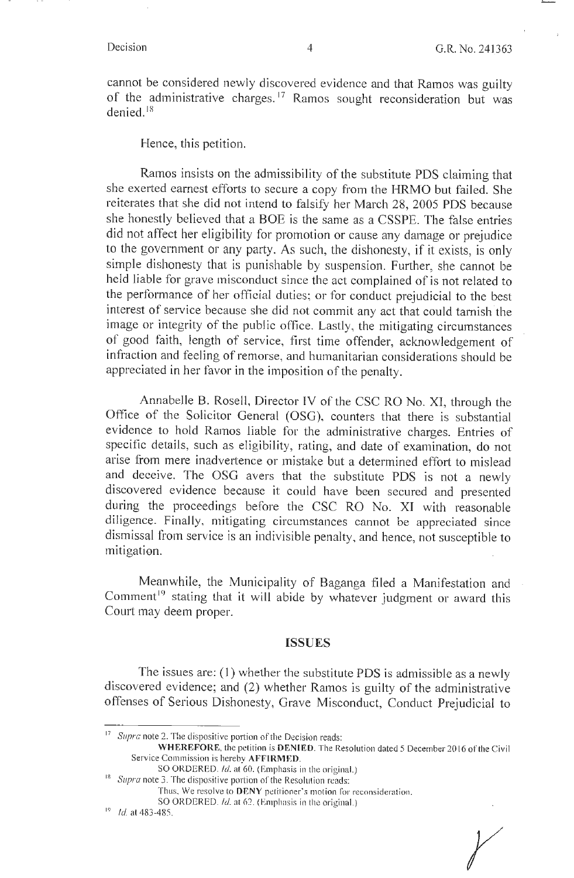cannot be considered newly discovered evidence and that Ramos was guilty of the administrative charges.[17] Ramos sought reconsideration but was denied.[18]

Hence, this petition.

Ramos insists on the admissibility of the substitute PDS claiming that she exerted earnest efforts to secure a copy from the HRMO but failed. She reiterates that she did not intend to falsify her March 28, 2005 PDS because she honestly believed that a BOE is the same as a CSSPE. The false entries did not affect her eligibility for promotion or cause any damage or prejudice to the government or any party. As such, the dishonesty, if it exists, is only simple dishonesty that is punishable by suspension. Further, she cannot be held liable for grave misconduct since the act complained of is not related to the performance of her official duties; or for conduct prejudicial to the best interest of service because she did not commit any act that could tarnish the image or integrity of the public office. Lastly, the mitigating circumstances of good faith, length of service, first time offender, acknowledgement of infraction and feeling of remorse, and humanitarian considerations should be appreciated in her favor in the imposition of the penalty.

Annabelle B. Rosell, Director IV of the CSC RO No. XI, through the Office of the Solicitor General (OSG), counters that there is substantial evidence to hold Ramos liable for the administrative charges. Entries of specific details, such as eligibility, rating, and date of examination, do not arise from mere inadvertence or mistake but a determined effort to mislead and deceive. The OSG avers that the substitute PDS is not a newly discovered evidence because it could have been secured and presented during the proceedings before the CSC RO No. XI with reasonable diligence. Finally, mitigating circumstances cannot be appreciated since dismissal from service is an indivisible penalty, and hence, not susceptible to mitigation.

Meanwhile, the Municipality of Baganga filed a Manifestation and Comment[19] stating that it will abide by whatever judgment or award this Court may deem proper.

## ISSUES

The issues are: (1) whether the substitute PDS is admissible as a newly discovered evidence; and (2) whether Ramos is guilty of the administrative offenses of Serious Dishonesty, Grave Misconduct, Conduct Prejudicial to

---

[17] *Supra* note 2. The dispositive portion of the Decision reads:

> **WHEREFORE**, the petition is **DENIED**. The Resolution dated 5 December 2016 of the Civil Service Commission is hereby **AFFIRMED**.
>
> SO ORDERED. *Id.* at 60. (Emphasis in the original.)

[18] *Supra* note 3. The dispositive portion of the Resolution reads:

> Thus, We resolve to **DENY** petitioner's motion for reconsideration.
>
> SO ORDERED. *Id.* at 62. (Emphasis in the original.)

[19] *Id.* at 483-485.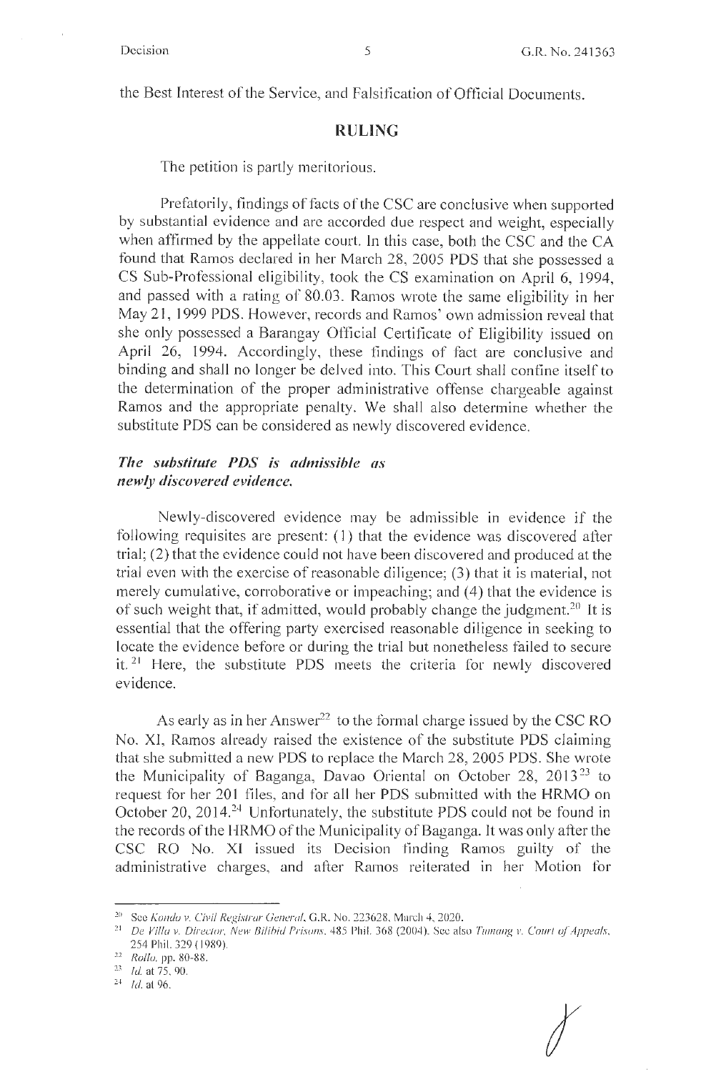the Best Interest of the Service, and Falsification of Official Documents.

## RULING

The petition is partly meritorious.

Prefatorily, findings of facts of the CSC are conclusive when supported by substantial evidence and are accorded due respect and weight, especially when affirmed by the appellate court. In this case, both the CSC and the CA found that Ramos declared in her March 28, 2005 PDS that she possessed a CS Sub-Professional eligibility, took the CS examination on April 6, 1994, and passed with a rating of 80.03. Ramos wrote the same eligibility in her May 21, 1999 PDS. However, records and Ramos' own admission reveal that she only possessed a Barangay Official Certificate of Eligibility issued on April 26, 1994. Accordingly, these findings of fact are conclusive and binding and shall no longer be delved into. This Court shall confine itself to the determination of the proper administrative offense chargeable against Ramos and the appropriate penalty. We shall also determine whether the substitute PDS can be considered as newly discovered evidence.

### *The substitute PDS is admissible as newly discovered evidence.*

Newly-discovered evidence may be admissible in evidence if the following requisites are present: (1) that the evidence was discovered after trial; (2) that the evidence could not have been discovered and produced at the trial even with the exercise of reasonable diligence; (3) that it is material, not merely cumulative, corroborative or impeaching; and (4) that the evidence is of such weight that, if admitted, would probably change the judgment.[20] It is essential that the offering party exercised reasonable diligence in seeking to locate the evidence before or during the trial but nonetheless failed to secure it.[21] Here, the substitute PDS meets the criteria for newly discovered evidence.

As early as in her Answer[22] to the formal charge issued by the CSC RO No. XI, Ramos already raised the existence of the substitute PDS claiming that she submitted a new PDS to replace the March 28, 2005 PDS. She wrote the Municipality of Baganga, Davao Oriental on October 28, 2013[23] to request for her 201 files, and for all her PDS submitted with the HRMO on October 20, 2014.[24] Unfortunately, the substitute PDS could not be found in the records of the HRMO of the Municipality of Baganga. It was only after the CSC RO No. XI issued its Decision finding Ramos guilty of the administrative charges, and after Ramos reiterated in her Motion for

---

[20] See *Kondo v. Civil Registrar General*, G.R. No. 223628, March 4, 2020.

[21] *De Villa v. Director, New Bilibid Prisons*, 485 Phil. 368 (2004). See also *Tumang v. Court of Appeals*, 254 Phil. 329 (1989).

[22] *Rollo*, pp. 80-88.

[23] *Id.* at 75, 90.

[24] *Id.* at 96.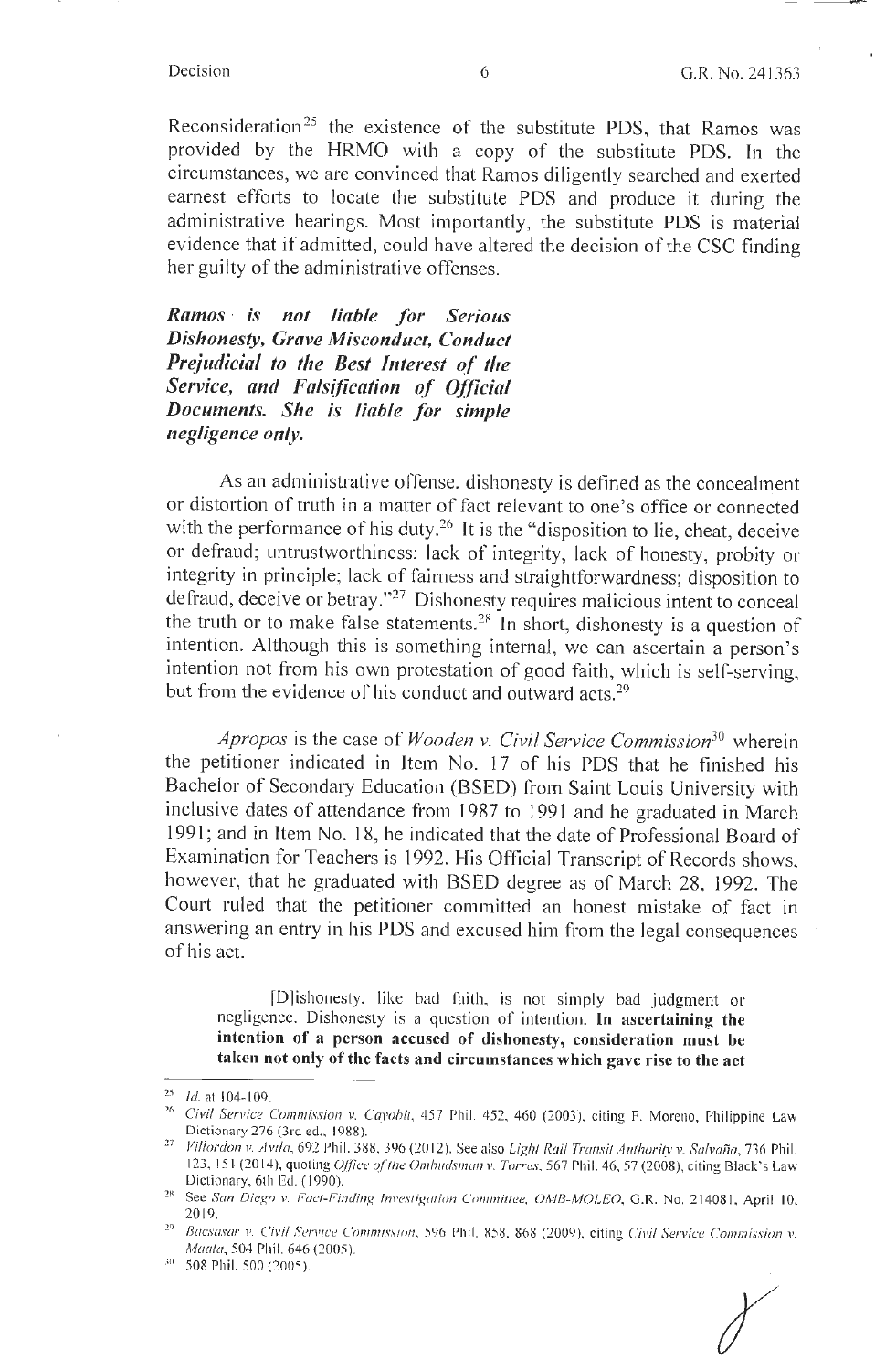Reconsideration[25] the existence of the substitute PDS, that Ramos was provided by the HRMO with a copy of the substitute PDS. In the circumstances, we are convinced that Ramos diligently searched and exerted earnest efforts to locate the substitute PDS and produce it during the administrative hearings. Most importantly, the substitute PDS is material evidence that if admitted, could have altered the decision of the CSC finding her guilty of the administrative offenses.

***Ramos is not liable for Serious Dishonesty, Grave Misconduct, Conduct Prejudicial to the Best Interest of the Service, and Falsification of Official Documents. She is liable for simple negligence only.***

As an administrative offense, dishonesty is defined as the concealment or distortion of truth in a matter of fact relevant to one's office or connected with the performance of his duty.[26] It is the "disposition to lie, cheat, deceive or defraud; untrustworthiness; lack of integrity, lack of honesty, probity or integrity in principle; lack of fairness and straightforwardness; disposition to defraud, deceive or betray."[27] Dishonesty requires malicious intent to conceal the truth or to make false statements.[28] In short, dishonesty is a question of intention. Although this is something internal, we can ascertain a person's intention not from his own protestation of good faith, which is self-serving, but from the evidence of his conduct and outward acts.[29]

*Apropos* is the case of *Wooden v. Civil Service Commission*[30] wherein the petitioner indicated in Item No. 17 of his PDS that he finished his Bachelor of Secondary Education (BSED) from Saint Louis University with inclusive dates of attendance from 1987 to 1991 and he graduated in March 1991; and in Item No. 18, he indicated that the date of Professional Board of Examination for Teachers is 1992. His Official Transcript of Records shows, however, that he graduated with BSED degree as of March 28, 1992. The Court ruled that the petitioner committed an honest mistake of fact in answering an entry in his PDS and excused him from the legal consequences of his act.

> [D]ishonesty, like bad faith, is not simply bad judgment or negligence. Dishonesty is a question of intention. **In ascertaining the intention of a person accused of dishonesty, consideration must be taken not only of the facts and circumstances which gave rise to the act**

---

[25] *Id.* at 104-109.

[26] *Civil Service Commission v. Cayobit*, 457 Phil. 452, 460 (2003), citing F. Moreno, Philippine Law Dictionary 276 (3rd ed., 1988).

[27] *Villordon v. Avila*, 692 Phil. 388, 396 (2012). See also *Light Rail Transit Authority v. Salvaña*, 736 Phil. 123, 151 (2014), quoting *Office of the Ombudsman v. Torres*, 567 Phil. 46, 57 (2008), citing Black's Law Dictionary, 6th Ed. (1990).

[28] See *San Diego v. Fact-Finding Investigation Committee, OMB-MOLEO*, G.R. No. 214081, April 10, 2019.

[29] *Bacsasar v. Civil Service Commission*, 596 Phil. 858, 868 (2009), citing *Civil Service Commission v. Maala*, 504 Phil. 646 (2005).

[30] 508 Phil. 500 (2005).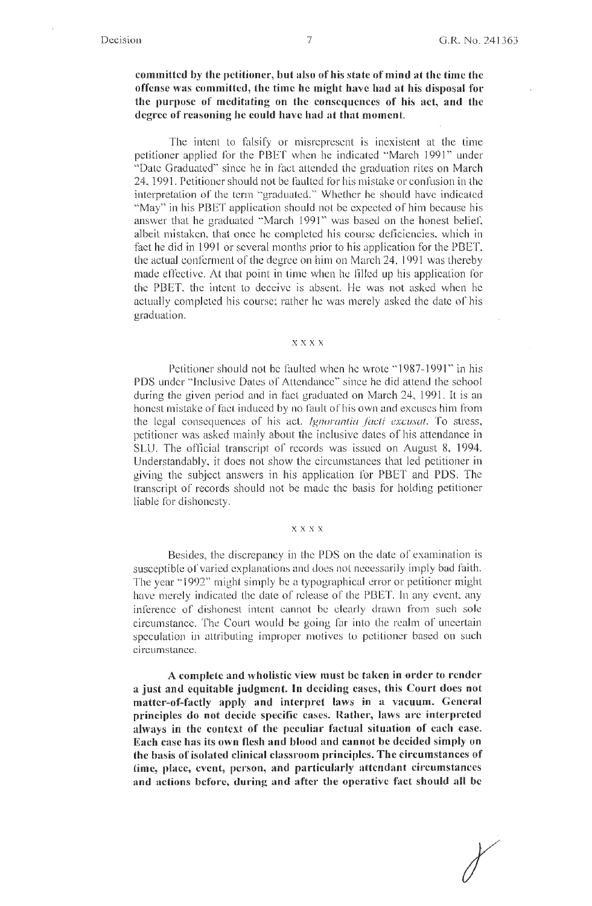**committed by the petitioner, but also of his state of mind at the time the offense was committed, the time he might have had at his disposal for the purpose of meditating on the consequences of his act, and the degree of reasoning he could have had at that moment.**

The intent to falsify or misrepresent is inexistent at the time petitioner applied for the PBET when he indicated "March 1991" under "Date Graduated" since he in fact attended the graduation rites on March 24, 1991. Petitioner should not be faulted for his mistake or confusion in the interpretation of the term "graduated." Whether he should have indicated "May" in his PBET application should not be expected of him because his answer that he graduated "March 1991" was based on the honest belief, albeit mistaken, that once he completed his course deficiencies, which in fact he did in 1991 or several months prior to his application for the PBET, the actual conferment of the degree on him on March 24, 1991 was thereby made effective. At that point in time when he filled up his application for the PBET, the intent to deceive is absent. He was not asked when he actually completed his course; rather he was merely asked the date of his graduation.

x x x x

Petitioner should not be faulted when he wrote "1987-1991" in his PDS under "Inclusive Dates of Attendance" since he did attend the school during the given period and in fact graduated on March 24, 1991. It is an honest mistake of fact induced by no fault of his own and excuses him from the legal consequences of his act. *Ignorantia facti excusat.* To stress, petitioner was asked mainly about the inclusive dates of his attendance in SLU. The official transcript of records was issued on August 8, 1994. Understandably, it does not show the circumstances that led petitioner in giving the subject answers in his application for PBET and PDS. The transcript of records should not be made the basis for holding petitioner liable for dishonesty.

x x x x

Besides, the discrepancy in the PDS on the date of examination is susceptible of varied explanations and does not necessarily imply bad faith. The year "1992" might simply be a typographical error or petitioner might have merely indicated the date of release of the PBET. In any event, any inference of dishonest intent cannot be clearly drawn from such sole circumstance. The Court would be going far into the realm of uncertain speculation in attributing improper motives to petitioner based on such circumstance.

**A complete and wholistic view must be taken in order to render a just and equitable judgment. In deciding cases, this Court does not matter-of-factly apply and interpret laws in a vacuum. General principles do not decide specific cases. Rather, laws are interpreted always in the context of the peculiar factual situation of each case. Each case has its own flesh and blood and cannot be decided simply on the basis of isolated clinical classroom principles. The circumstances of time, place, event, person, and particularly attendant circumstances and actions before, during and after the operative fact should all be**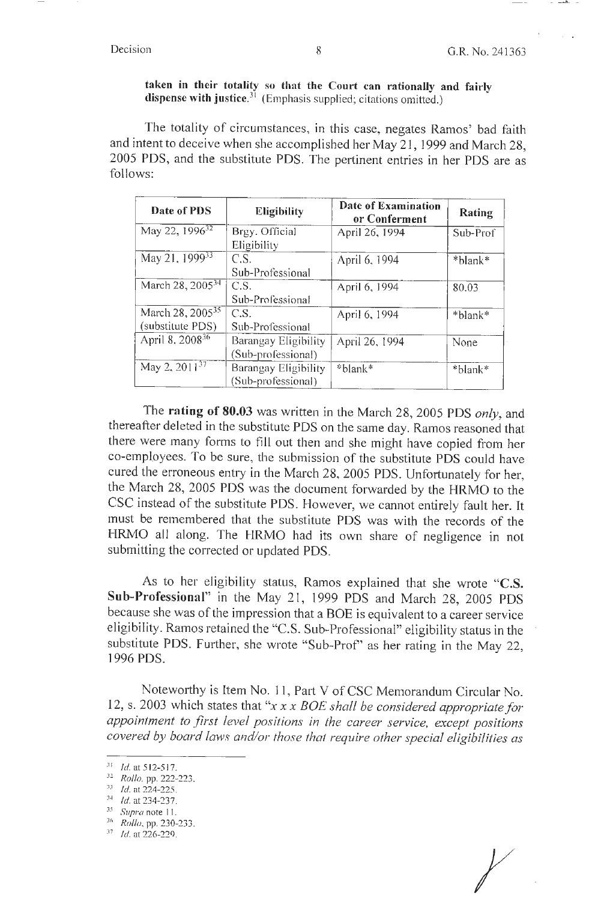**taken in their totality so that the Court can rationally and fairly dispense with justice.**[31] (Emphasis supplied; citations omitted.)

The totality of circumstances, in this case, negates Ramos' bad faith and intent to deceive when she accomplished her May 21, 1999 and March 28, 2005 PDS, and the substitute PDS. The pertinent entries in her PDS are as follows:

| Date of PDS | Eligibility | Date of Examination or Conferment | Rating |
|---|---|---|---|
| May 22, 1996[32] | Brgy. Official Eligibility | April 26, 1994 | Sub-Prof |
| May 21, 1999[33] | C.S. Sub-Professional | April 6, 1994 | \*blank\* |
| March 28, 2005[34] | C.S. Sub-Professional | April 6, 1994 | 80.03 |
| March 28, 2005[35] (substitute PDS) | C.S. Sub-Professional | April 6, 1994 | \*blank\* |
| April 8, 2008[36] | Barangay Eligibility (Sub-professional) | April 26, 1994 | None |
| May 2, 2011[37] | Barangay Eligibility (Sub-professional) | \*blank\* | \*blank\* |

The **rating of 80.03** was written in the March 28, 2005 PDS *only*, and thereafter deleted in the substitute PDS on the same day. Ramos reasoned that there were many forms to fill out then and she might have copied from her co-employees. To be sure, the submission of the substitute PDS could have cured the erroneous entry in the March 28, 2005 PDS. Unfortunately for her, the March 28, 2005 PDS was the document forwarded by the HRMO to the CSC instead of the substitute PDS. However, we cannot entirely fault her. It must be remembered that the substitute PDS was with the records of the HRMO all along. The HRMO had its own share of negligence in not submitting the corrected or updated PDS.

As to her eligibility status, Ramos explained that she wrote "**C.S. Sub-Professional**" in the May 21, 1999 PDS and March 28, 2005 PDS because she was of the impression that a BOE is equivalent to a career service eligibility. Ramos retained the "C.S. Sub-Professional" eligibility status in the substitute PDS. Further, she wrote "Sub-Prof" as her rating in the May 22, 1996 PDS.

Noteworthy is Item No. 11, Part V of CSC Memorandum Circular No. 12, s. 2003 which states that "*x x x BOE shall be considered appropriate for appointment to first level positions in the career service, except positions covered by board laws and/or those that require other special eligibilities as*

---

[31] *Id.* at 512-517.

[32] *Rollo*, pp. 222-223.

[33] *Id.* at 224-225.

[34] *Id.* at 234-237.

[35] *Supra* note 11.

[36] *Rollo*, pp. 230-233.

[37] *Id.* at 226-229.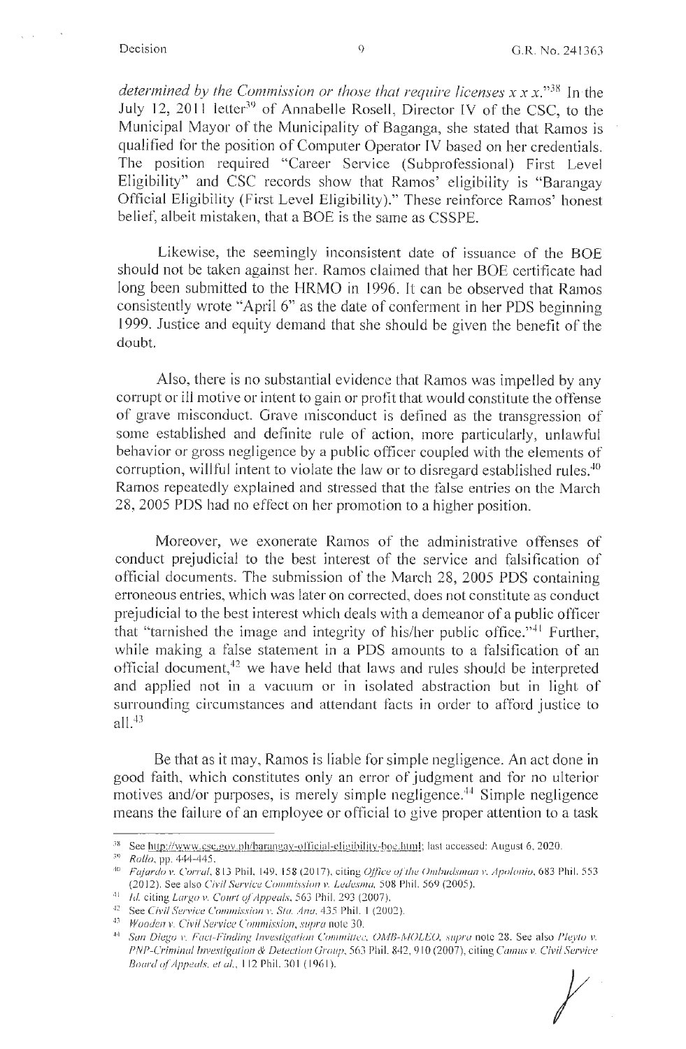*determined by the Commission or those that require licenses x x x.*"[38] In the July 12, 2011 letter[39] of Annabelle Rosell, Director IV of the CSC, to the Municipal Mayor of the Municipality of Baganga, she stated that Ramos is qualified for the position of Computer Operator IV based on her credentials. The position required "Career Service (Subprofessional) First Level Eligibility" and CSC records show that Ramos' eligibility is "Barangay Official Eligibility (First Level Eligibility)." These reinforce Ramos' honest belief, albeit mistaken, that a BOE is the same as CSSPE.

Likewise, the seemingly inconsistent date of issuance of the BOE should not be taken against her. Ramos claimed that her BOE certificate had long been submitted to the HRMO in 1996. It can be observed that Ramos consistently wrote "April 6" as the date of conferment in her PDS beginning 1999. Justice and equity demand that she should be given the benefit of the doubt.

Also, there is no substantial evidence that Ramos was impelled by any corrupt or ill motive or intent to gain or profit that would constitute the offense of grave misconduct. Grave misconduct is defined as the transgression of some established and definite rule of action, more particularly, unlawful behavior or gross negligence by a public officer coupled with the elements of corruption, willful intent to violate the law or to disregard established rules.[40] Ramos repeatedly explained and stressed that the false entries on the March 28, 2005 PDS had no effect on her promotion to a higher position.

Moreover, we exonerate Ramos of the administrative offenses of conduct prejudicial to the best interest of the service and falsification of official documents. The submission of the March 28, 2005 PDS containing erroneous entries, which was later on corrected, does not constitute as conduct prejudicial to the best interest which deals with a demeanor of a public officer that "tarnished the image and integrity of his/her public office."[41] Further, while making a false statement in a PDS amounts to a falsification of an official document,[42] we have held that laws and rules should be interpreted and applied not in a vacuum or in isolated abstraction but in light of surrounding circumstances and attendant facts in order to afford justice to all.[43]

Be that as it may, Ramos is liable for simple negligence. An act done in good faith, which constitutes only an error of judgment and for no ulterior motives and/or purposes, is merely simple negligence.[44] Simple negligence means the failure of an employee or official to give proper attention to a task

---

[38] See http://www.csc.gov.ph/barangay-official-eligibility-boe.html; last accessed: August 6, 2020.

[39] *Rollo*, pp. 444-445.

[40] *Fajardo v. Corral*, 813 Phil. 149, 158 (2017), citing *Office of the Ombudsman v. Apolonio*, 683 Phil. 553 (2012). See also *Civil Service Commission v. Ledesma*, 508 Phil. 569 (2005).

[41] *Id.* citing *Largo v. Court of Appeals*, 563 Phil. 293 (2007).

[42] See *Civil Service Commission v. Sta. Ana*, 435 Phil. 1 (2002).

[43] *Wooden v. Civil Service Commission*, *supra* note 30.

[44] *San Diego v. Fact-Finding Investigation Committee, OMB-MOLEO*, *supra* note 28. See also *Pleyto v. PNP-Criminal Investigation & Detection Group*, 563 Phil. 842, 910 (2007), citing *Camus v. Civil Service Board of Appeals, et al.*, 112 Phil. 301 (1961).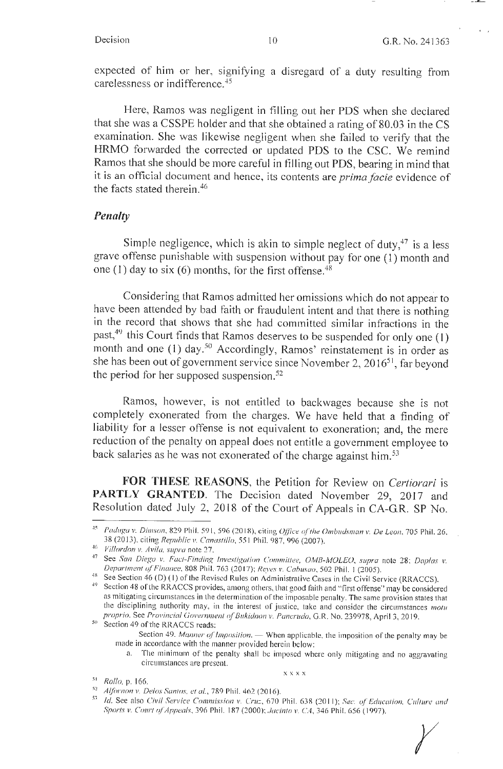expected of him or her, signifying a disregard of a duty resulting from carelessness or indifference.[45]

Here, Ramos was negligent in filling out her PDS when she declared that she was a CSSPE holder and that she obtained a rating of 80.03 in the CS examination. She was likewise negligent when she failed to verify that the HRMO forwarded the corrected or updated PDS to the CSC. We remind Ramos that she should be more careful in filling out PDS, bearing in mind that it is an official document and hence, its contents are *prima facie* evidence of the facts stated therein.[46]

### *Penalty*

Simple negligence, which is akin to simple neglect of duty,[47] is a less grave offense punishable with suspension without pay for one (1) month and one (1) day to six (6) months, for the first offense.[48]

Considering that Ramos admitted her omissions which do not appear to have been attended by bad faith or fraudulent intent and that there is nothing in the record that shows that she had committed similar infractions in the past,[49] this Court finds that Ramos deserves to be suspended for only one (1) month and one (1) day.[50] Accordingly, Ramos' reinstatement is in order as she has been out of government service since November 2, 2016[51], far beyond the period for her supposed suspension.[52]

Ramos, however, is not entitled to backwages because she is not completely exonerated from the charges. We have held that a finding of liability for a lesser offense is not equivalent to exoneration; and, the mere reduction of the penalty on appeal does not entitle a government employee to back salaries as he was not exonerated of the charge against him.[53]

**FOR THESE REASONS**, the Petition for Review on *Certiorari* is **PARTLY GRANTED**. The Decision dated November 29, 2017 and Resolution dated July 2, 2018 of the Court of Appeals in CA-G.R. SP No.

---

[45] *Paduga v. Dimson*, 829 Phil. 591, 596 (2018), citing *Office of the Ombudsman v. De Leon*, 705 Phil. 26, 38 (2013), citing *Republic v. Canastillo*, 551 Phil. 987, 996 (2007).

[46] *Villordon v. Avila*, *supra* note 27.

[47] See *San Diego v. Fact-Finding Investigation Committee, OMB-MOLEO*, *supra* note 28; *Daplas v. Department of Finance*, 808 Phil. 763 (2017); *Reyes v. Cabusao*, 502 Phil. 1 (2005).

[48] See Section 46 (D) (1) of the Revised Rules on Administrative Cases in the Civil Service (RRACCS).

[49] Section 48 of the RRACCS provides, among others, that good faith and "first offense" may be considered as mitigating circumstances in the determination of the imposable penalty. The same provision states that the disciplining authority may, in the interest of justice, take and consider the circumstances *motu proprio*. See *Provincial Government of Bukidnon v. Pancrudo*, G.R. No. 239978, April 3, 2019.

[50] Section 49 of the RRACCS reads:

> Section 49. *Manner of Imposition.* — When applicable, the imposition of the penalty may be made in accordance with the manner provided herein below:
>
> a. The minimum of the penalty shall be imposed where only mitigating and no aggravating circumstances are present.
>
> x x x x

[51] *Rollo*, p. 166.

[52] *Alfornon v. Delos Santos, et al.*, 789 Phil. 462 (2016).

[53] *Id.* See also *Civil Service Commission v. Cruz*, 670 Phil. 638 (2011); *Sec. of Education, Culture and Sports v. Court of Appeals*, 396 Phil. 187 (2000); *Jacinto v. CA*, 346 Phil. 656 (1997).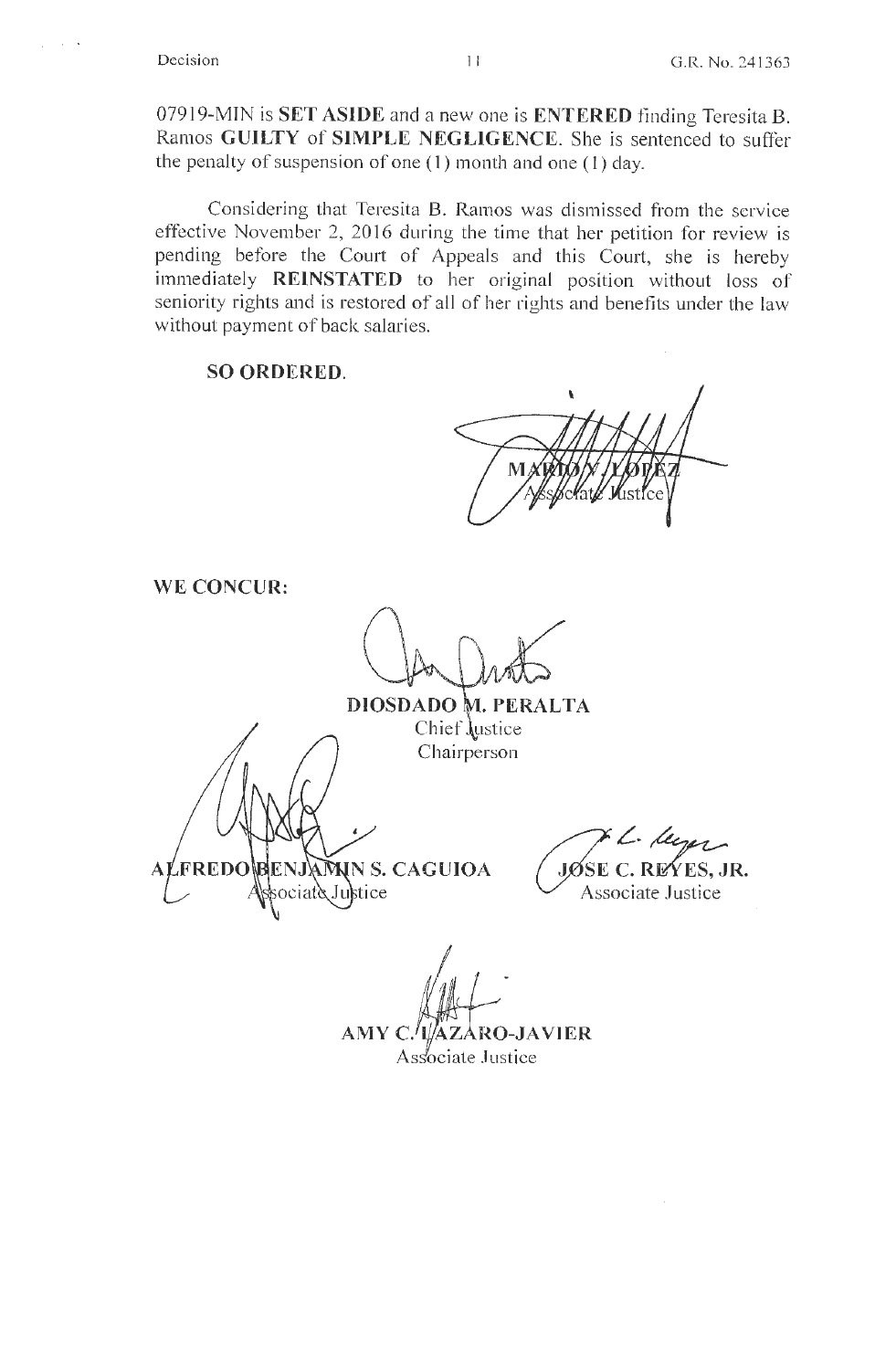07919-MIN is **SET ASIDE** and a new one is **ENTERED** finding Teresita B. Ramos **GUILTY** of **SIMPLE NEGLIGENCE**. She is sentenced to suffer the penalty of suspension of one (1) month and one (1) day.

Considering that Teresita B. Ramos was dismissed from the service effective November 2, 2016 during the time that her petition for review is pending before the Court of Appeals and this Court, she is hereby immediately **REINSTATED** to her original position without loss of seniority rights and is restored of all of her rights and benefits under the law without payment of back salaries.

**SO ORDERED.**

MARIO V. LOPEZ
Associate Justice

**WE CONCUR:**

**DIOSDADO M. PERALTA**
Chief Justice
Chairperson

**ALFREDO BENJAMIN S. CAGUIOA**
Associate Justice

**JOSE C. REYES, JR.**
Associate Justice

**AMY C. LAZARO-JAVIER**
Associate Justice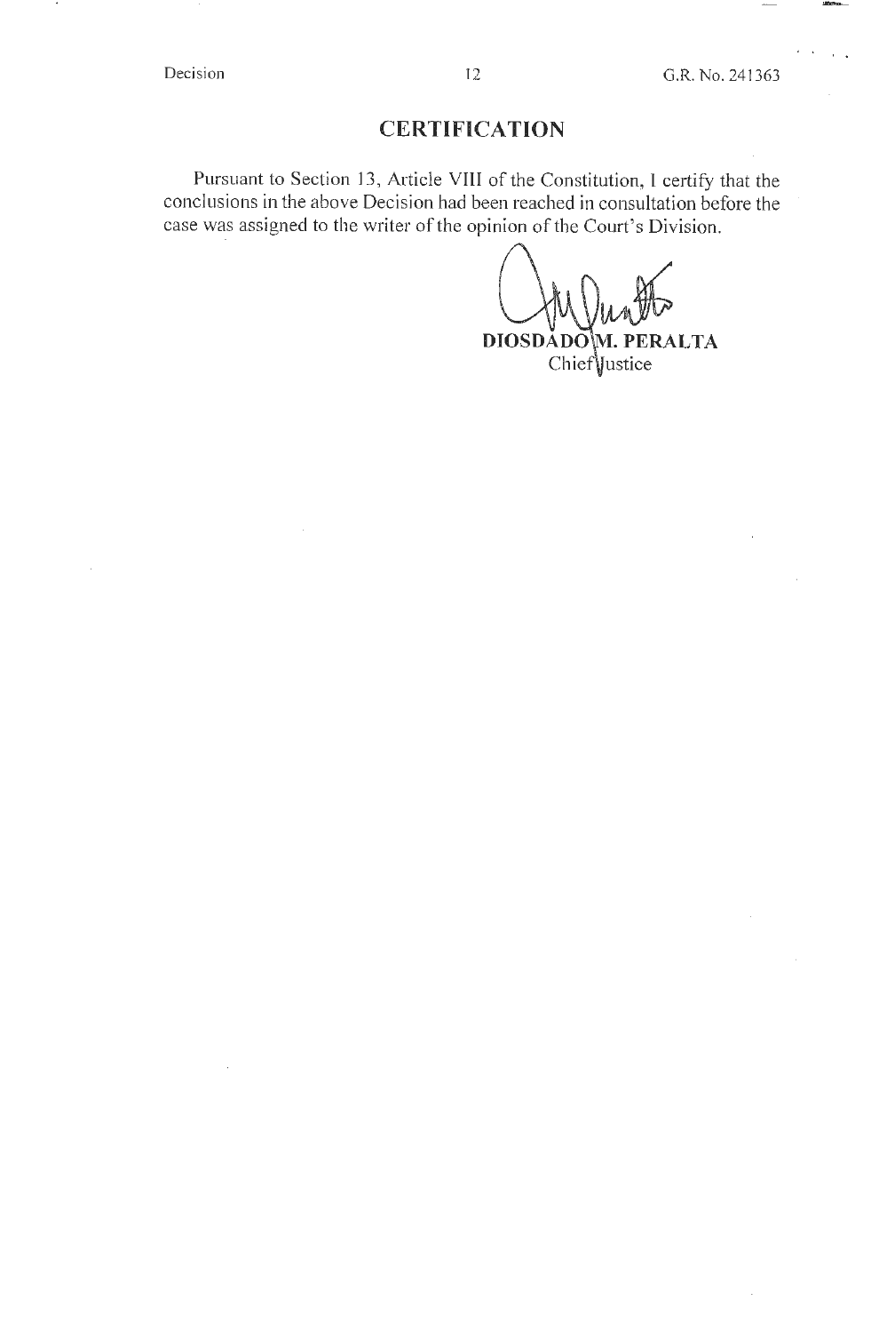# CERTIFICATION

Pursuant to Section 13, Article VIII of the Constitution, I certify that the conclusions in the above Decision had been reached in consultation before the case was assigned to the writer of the opinion of the Court's Division.

**DIOSDADO M. PERALTA**
Chief Justice